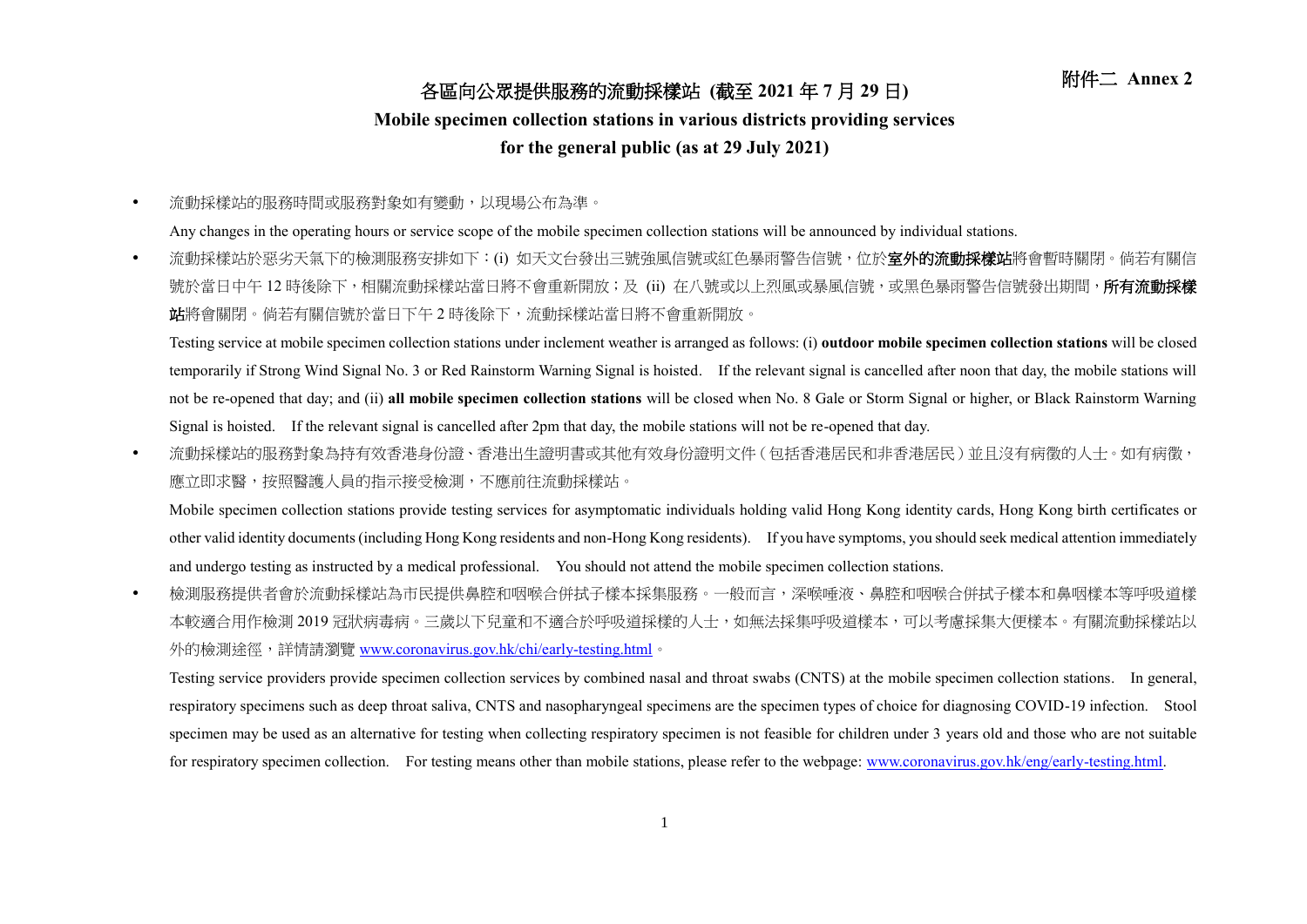附件二 Annex 2

# 各區向公眾提供服務的流動採樣站 (截至 2021 年 7 月 29 日)

# Mobile specimen collection stations in various districts providing services for the general public (as at 29 July 2021)

- 流動採樣站的服務時間或服務對象如有變動，以現場公布為準。

  Any changes in the operating hours or service scope of the mobile specimen collection stations will be announced by individual stations.

- 流動採樣站於惡劣天氣下的檢測服務安排如下：(i) 如天文台發出三號強風信號或紅色暴雨警告信號，位於**室外的流動採樣站**將會暫時關閉。倘若有關信號於當日中午 12 時後除下，相關流動採樣站當日將不會重新開放；及 (ii) 在八號或以上烈風或暴風信號，或黑色暴雨警告信號發出期間，**所有流動採樣站**將會關閉。倘若有關信號於當日下午 2 時後除下，流動採樣站當日將不會重新開放。

  Testing service at mobile specimen collection stations under inclement weather is arranged as follows: (i) **outdoor mobile specimen collection stations** will be closed temporarily if Strong Wind Signal No. 3 or Red Rainstorm Warning Signal is hoisted. If the relevant signal is cancelled after noon that day, the mobile stations will not be re-opened that day; and (ii) **all mobile specimen collection stations** will be closed when No. 8 Gale or Storm Signal or higher, or Black Rainstorm Warning Signal is hoisted. If the relevant signal is cancelled after 2pm that day, the mobile stations will not be re-opened that day.

- 流動採樣站的服務對象為持有效香港身份證、香港出生證明書或其他有效身份證明文件（包括香港居民和非香港居民）並且沒有病徵的人士。如有病徵，應立即求醫，按照醫護人員的指示接受檢測，不應前往流動採樣站。

  Mobile specimen collection stations provide testing services for asymptomatic individuals holding valid Hong Kong identity cards, Hong Kong birth certificates or other valid identity documents (including Hong Kong residents and non-Hong Kong residents). If you have symptoms, you should seek medical attention immediately and undergo testing as instructed by a medical professional. You should not attend the mobile specimen collection stations.

- 檢測服務提供者會於流動採樣站為市民提供鼻腔和咽喉合併拭子樣本採集服務。一般而言，深喉唾液、鼻腔和咽喉合併拭子樣本和鼻咽樣本等呼吸道樣本較適合用作檢測 2019 冠狀病毒病。三歲以下兒童和不適合於呼吸道採樣的人士，如無法採集呼吸道樣本，可以考慮採集大便樣本。有關流動採樣站以外的檢測途徑，詳情請瀏覽 www.coronavirus.gov.hk/chi/early-testing.html。

  Testing service providers provide specimen collection services by combined nasal and throat swabs (CNTS) at the mobile specimen collection stations. In general, respiratory specimens such as deep throat saliva, CNTS and nasopharyngeal specimens are the specimen types of choice for diagnosing COVID-19 infection. Stool specimen may be used as an alternative for testing when collecting respiratory specimen is not feasible for children under 3 years old and those who are not suitable for respiratory specimen collection. For testing means other than mobile stations, please refer to the webpage: www.coronavirus.gov.hk/eng/early-testing.html.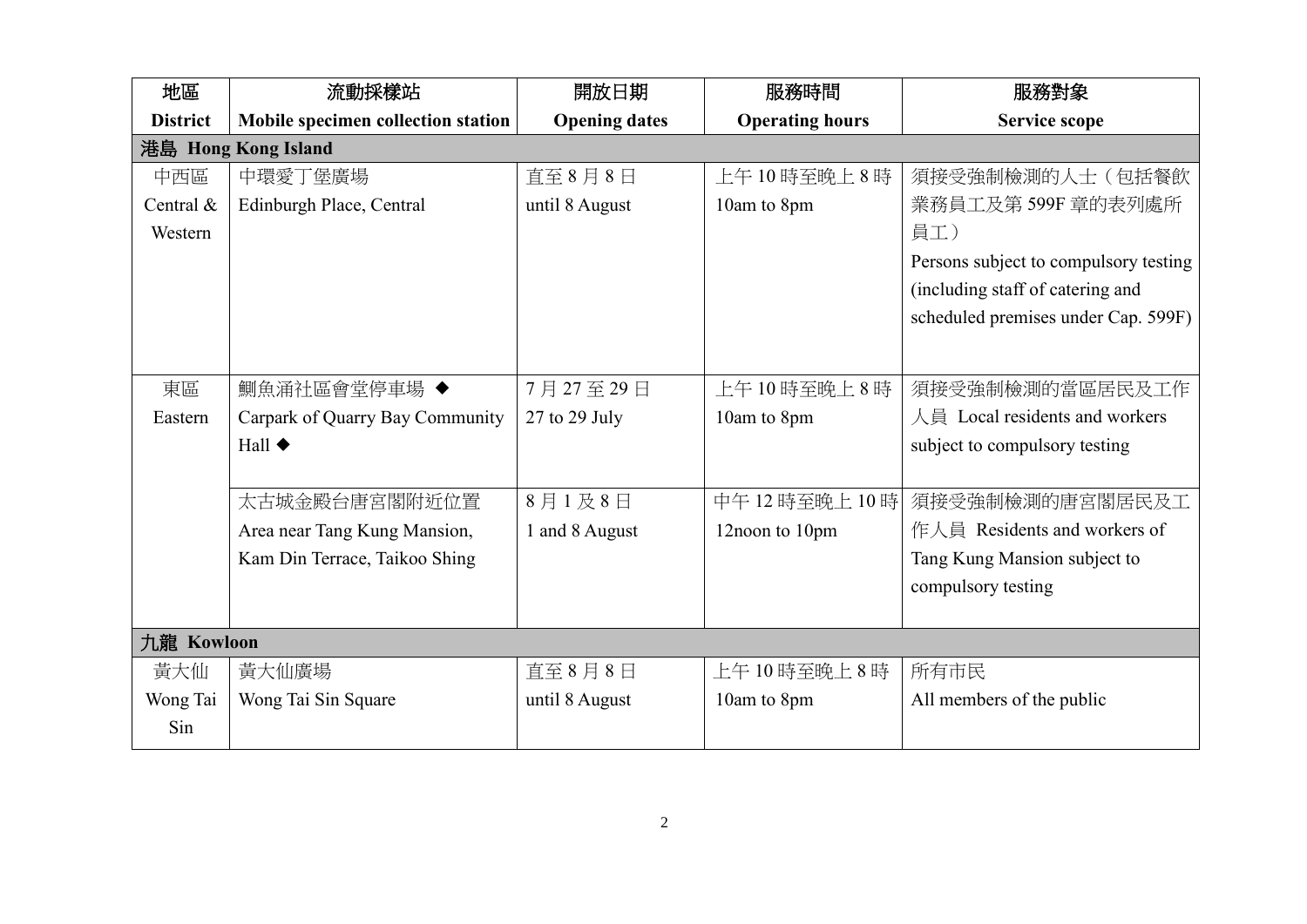| 地區<br>District | 流動採樣站<br>Mobile specimen collection station | 開放日期<br>Opening dates | 服務時間<br>Operating hours | 服務對象<br>Service scope |
|---|---|---|---|---|
| 港島 Hong Kong Island | | | | |
| 中西區<br>Central & Western | 中環愛丁堡廣場<br>Edinburgh Place, Central | 直至 8 月 8 日<br>until 8 August | 上午 10 時至晚上 8 時<br>10am to 8pm | 須接受強制檢測的人士（包括餐飲業務員工及第 599F 章的表列處所員工）<br>Persons subject to compulsory testing (including staff of catering and scheduled premises under Cap. 599F) |
| 東區<br>Eastern | 鰂魚涌社區會堂停車場 ◆<br>Carpark of Quarry Bay Community Hall ◆ | 7 月 27 至 29 日<br>27 to 29 July | 上午 10 時至晚上 8 時<br>10am to 8pm | 須接受強制檢測的當區居民及工作人員 Local residents and workers subject to compulsory testing |
| | 太古城金殿台唐宮閣附近位置<br>Area near Tang Kung Mansion, Kam Din Terrace, Taikoo Shing | 8 月 1 及 8 日<br>1 and 8 August | 中午 12 時至晚上 10 時<br>12noon to 10pm | 須接受強制檢測的唐宮閣居民及工作人員 Residents and workers of Tang Kung Mansion subject to compulsory testing |
| 九龍 Kowloon | | | | |
| 黃大仙<br>Wong Tai Sin | 黃大仙廣場<br>Wong Tai Sin Square | 直至 8 月 8 日<br>until 8 August | 上午 10 時至晚上 8 時<br>10am to 8pm | 所有市民<br>All members of the public |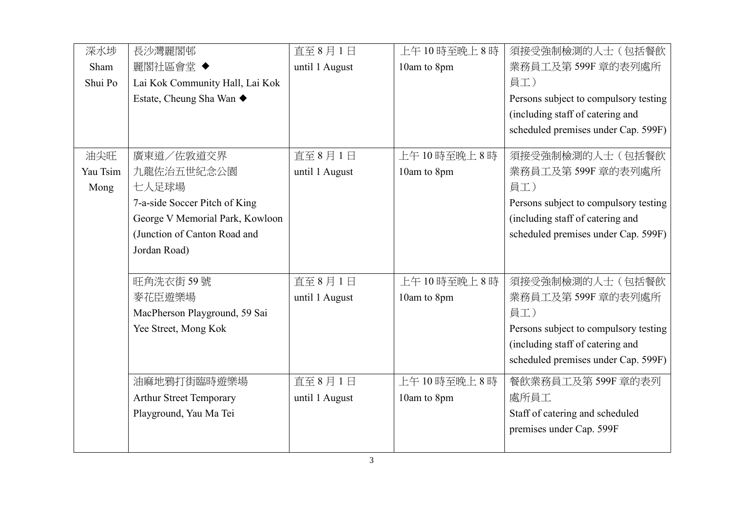| 深水埗<br>Sham Shui Po | 長沙灣麗閣邨<br>麗閣社區會堂 ◆<br>Lai Kok Community Hall, Lai Kok Estate, Cheung Sha Wan ◆ | 直至 8 月 1 日<br>until 1 August | 上午 10 時至晚上 8 時<br>10am to 8pm | 須接受強制檢測的人士（包括餐飲業務員工及第 599F 章的表列處所員工）<br>Persons subject to compulsory testing (including staff of catering and scheduled premises under Cap. 599F) |
|---|---|---|---|---|
| 油尖旺<br>Yau Tsim Mong | 廣東道／佐敦道交界<br>九龍佐治五世紀念公園<br>七人足球場<br>7-a-side Soccer Pitch of King George V Memorial Park, Kowloon (Junction of Canton Road and Jordan Road) | 直至 8 月 1 日<br>until 1 August | 上午 10 時至晚上 8 時<br>10am to 8pm | 須接受強制檢測的人士（包括餐飲業務員工及第 599F 章的表列處所員工）<br>Persons subject to compulsory testing (including staff of catering and scheduled premises under Cap. 599F) |
| | 旺角洗衣街 59 號<br>麥花臣遊樂場<br>MacPherson Playground, 59 Sai Yee Street, Mong Kok | 直至 8 月 1 日<br>until 1 August | 上午 10 時至晚上 8 時<br>10am to 8pm | 須接受強制檢測的人士（包括餐飲業務員工及第 599F 章的表列處所員工）<br>Persons subject to compulsory testing (including staff of catering and scheduled premises under Cap. 599F) |
| | 油麻地鴉打街臨時遊樂場<br>Arthur Street Temporary Playground, Yau Ma Tei | 直至 8 月 1 日<br>until 1 August | 上午 10 時至晚上 8 時<br>10am to 8pm | 餐飲業務員工及第 599F 章的表列處所員工<br>Staff of catering and scheduled premises under Cap. 599F |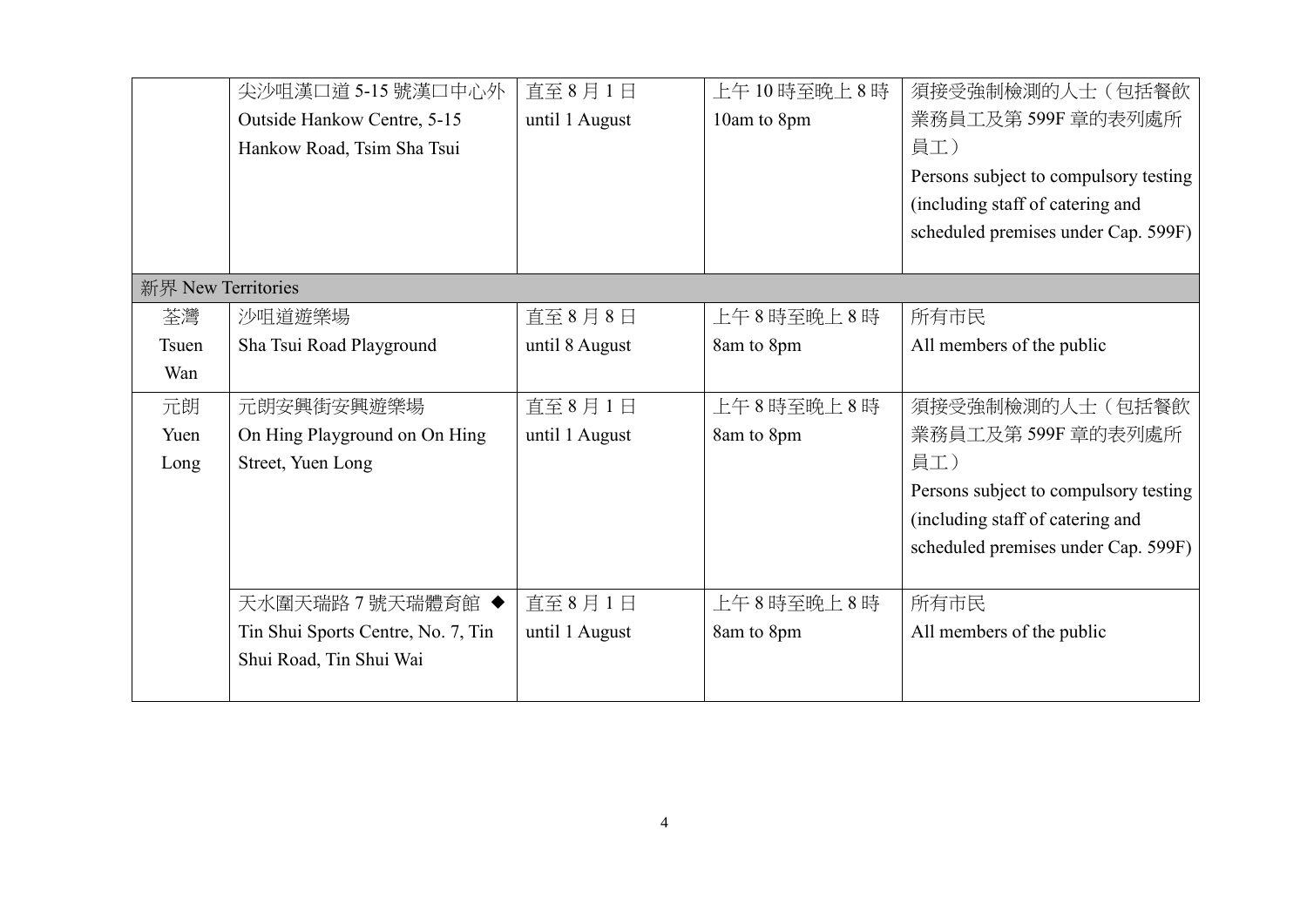| | | | | |
|---|---|---|---|---|
| | 尖沙咀漢口道 5-15 號漢口中心外<br>Outside Hankow Centre, 5-15 Hankow Road, Tsim Sha Tsui | 直至 8 月 1 日<br>until 1 August | 上午 10 時至晚上 8 時<br>10am to 8pm | 須接受強制檢測的人士（包括餐飲業務員工及第 599F 章的表列處所員工）<br>Persons subject to compulsory testing (including staff of catering and scheduled premises under Cap. 599F) |
| 新界 New Territories | | | | |
| 荃灣<br>Tsuen Wan | 沙咀道遊樂場<br>Sha Tsui Road Playground | 直至 8 月 8 日<br>until 8 August | 上午 8 時至晚上 8 時<br>8am to 8pm | 所有市民<br>All members of the public |
| 元朗<br>Yuen Long | 元朗安興街安興遊樂場<br>On Hing Playground on On Hing Street, Yuen Long | 直至 8 月 1 日<br>until 1 August | 上午 8 時至晚上 8 時<br>8am to 8pm | 須接受強制檢測的人士（包括餐飲業務員工及第 599F 章的表列處所員工）<br>Persons subject to compulsory testing (including staff of catering and scheduled premises under Cap. 599F) |
| | 天水圍天瑞路 7 號天瑞體育館 ◆<br>Tin Shui Sports Centre, No. 7, Tin Shui Road, Tin Shui Wai | 直至 8 月 1 日<br>until 1 August | 上午 8 時至晚上 8 時<br>8am to 8pm | 所有市民<br>All members of the public |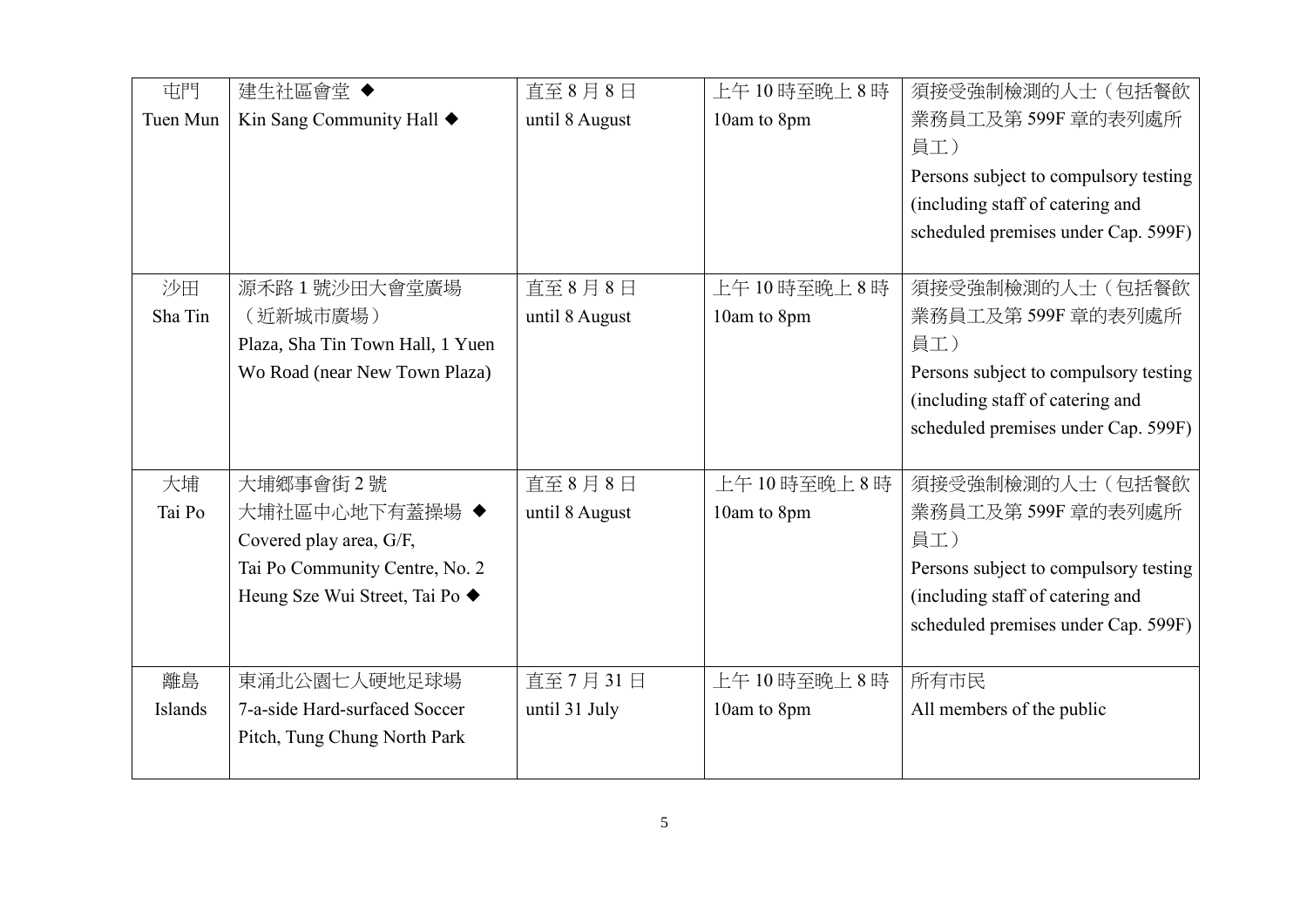| 屯門<br>Tuen Mun | 建生社區會堂 ◆<br>Kin Sang Community Hall ◆ | 直至 8 月 8 日<br>until 8 August | 上午 10 時至晚上 8 時<br>10am to 8pm | 須接受強制檢測的人士（包括餐飲業務員工及第 599F 章的表列處所員工）<br>Persons subject to compulsory testing (including staff of catering and scheduled premises under Cap. 599F) |
|---|---|---|---|---|
| 沙田<br>Sha Tin | 源禾路 1 號沙田大會堂廣場（近新城市廣場）<br>Plaza, Sha Tin Town Hall, 1 Yuen Wo Road (near New Town Plaza) | 直至 8 月 8 日<br>until 8 August | 上午 10 時至晚上 8 時<br>10am to 8pm | 須接受強制檢測的人士（包括餐飲業務員工及第 599F 章的表列處所員工）<br>Persons subject to compulsory testing (including staff of catering and scheduled premises under Cap. 599F) |
| 大埔<br>Tai Po | 大埔鄉事會街 2 號<br>大埔社區中心地下有蓋操場 ◆<br>Covered play area, G/F,<br>Tai Po Community Centre, No. 2 Heung Sze Wui Street, Tai Po ◆ | 直至 8 月 8 日<br>until 8 August | 上午 10 時至晚上 8 時<br>10am to 8pm | 須接受強制檢測的人士（包括餐飲業務員工及第 599F 章的表列處所員工）<br>Persons subject to compulsory testing (including staff of catering and scheduled premises under Cap. 599F) |
| 離島<br>Islands | 東涌北公園七人硬地足球場<br>7-a-side Hard-surfaced Soccer Pitch, Tung Chung North Park | 直至 7 月 31 日<br>until 31 July | 上午 10 時至晚上 8 時<br>10am to 8pm | 所有市民<br>All members of the public |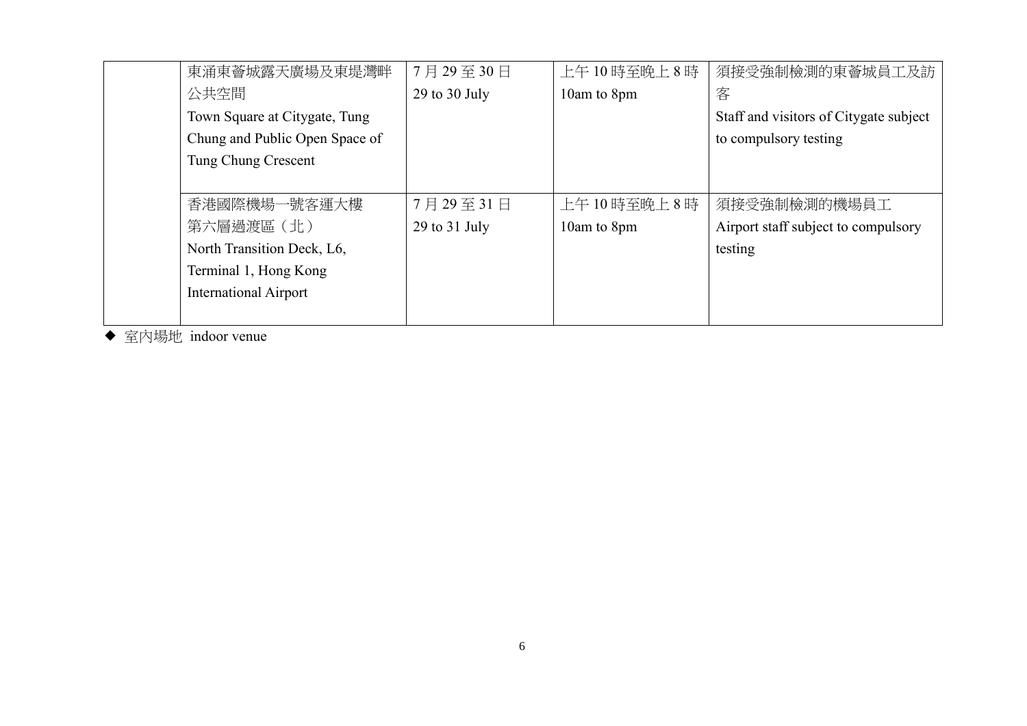| | | | | |
|---|---|---|---|---|
| | 東涌東薈城露天廣場及東堤灣畔公共空間<br>Town Square at Citygate, Tung Chung and Public Open Space of Tung Chung Crescent | 7 月 29 至 30 日<br>29 to 30 July | 上午 10 時至晚上 8 時<br>10am to 8pm | 須接受強制檢測的東薈城員工及訪客<br>Staff and visitors of Citygate subject to compulsory testing |
| | 香港國際機場一號客運大樓第六層過渡區（北）<br>North Transition Deck, L6, Terminal 1, Hong Kong International Airport | 7 月 29 至 31 日<br>29 to 31 July | 上午 10 時至晚上 8 時<br>10am to 8pm | 須接受強制檢測的機場員工<br>Airport staff subject to compulsory testing |

◆ 室內場地 indoor venue